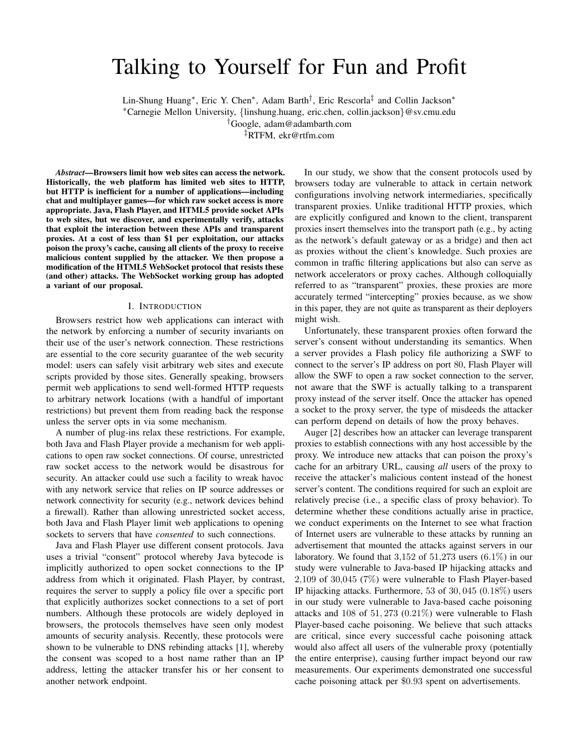# Talking to Yourself for Fun and Profit

Lin-Shung Huang[*], Eric Y. Chen[*], Adam Barth[†], Eric Rescorla[‡] and Collin Jackson[*]

[*]Carnegie Mellon University, {linshung.huang, eric.chen, collin.jackson}@sv.cmu.edu

[†]Google, adam@adambarth.com

[‡]RTFM, ekr@rtfm.com

***Abstract*—Browsers limit how web sites can access the network. Historically, the web platform has limited web sites to HTTP, but HTTP is inefficient for a number of applications—including chat and multiplayer games—for which raw socket access is more appropriate. Java, Flash Player, and HTML5 provide socket APIs to web sites, but we discover, and experimentally verify, attacks that exploit the interaction between these APIs and transparent proxies. At a cost of less than $1 per exploitation, our attacks poison the proxy's cache, causing all clients of the proxy to receive malicious content supplied by the attacker. We then propose a modification of the HTML5 WebSocket protocol that resists these (and other) attacks. The WebSocket working group has adopted a variant of our proposal.**

## I. Introduction

Browsers restrict how web applications can interact with the network by enforcing a number of security invariants on their use of the user's network connection. These restrictions are essential to the core security guarantee of the web security model: users can safely visit arbitrary web sites and execute scripts provided by those sites. Generally speaking, browsers permit web applications to send well-formed HTTP requests to arbitrary network locations (with a handful of important restrictions) but prevent them from reading back the response unless the server opts in via some mechanism.

A number of plug-ins relax these restrictions. For example, both Java and Flash Player provide a mechanism for web applications to open raw socket connections. Of course, unrestricted raw socket access to the network would be disastrous for security. An attacker could use such a facility to wreak havoc with any network service that relies on IP source addresses or network connectivity for security (e.g., network devices behind a firewall). Rather than allowing unrestricted socket access, both Java and Flash Player limit web applications to opening sockets to servers that have *consented* to such connections.

Java and Flash Player use different consent protocols. Java uses a trivial "consent" protocol whereby Java bytecode is implicitly authorized to open socket connections to the IP address from which it originated. Flash Player, by contrast, requires the server to supply a policy file over a specific port that explicitly authorizes socket connections to a set of port numbers. Although these protocols are widely deployed in browsers, the protocols themselves have seen only modest amounts of security analysis. Recently, these protocols were shown to be vulnerable to DNS rebinding attacks [1], whereby the consent was scoped to a host name rather than an IP address, letting the attacker transfer his or her consent to another network endpoint.

In our study, we show that the consent protocols used by browsers today are vulnerable to attack in certain network configurations involving network intermediaries, specifically transparent proxies. Unlike traditional HTTP proxies, which are explicitly configured and known to the client, transparent proxies insert themselves into the transport path (e.g., by acting as the network's default gateway or as a bridge) and then act as proxies without the client's knowledge. Such proxies are common in traffic filtering applications but also can serve as network accelerators or proxy caches. Although colloquially referred to as "transparent" proxies, these proxies are more accurately termed "intercepting" proxies because, as we show in this paper, they are not quite as transparent as their deployers might wish.

Unfortunately, these transparent proxies often forward the server's consent without understanding its semantics. When a server provides a Flash policy file authorizing a SWF to connect to the server's IP address on port $80$, Flash Player will allow the SWF to open a raw socket connection to the server, not aware that the SWF is actually talking to a transparent proxy instead of the server itself. Once the attacker has opened a socket to the proxy server, the type of misdeeds the attacker can perform depend on details of how the proxy behaves.

Auger [2] describes how an attacker can leverage transparent proxies to establish connections with any host accessible by the proxy. We introduce new attacks that can poison the proxy's cache for an arbitrary URL, causing *all* users of the proxy to receive the attacker's malicious content instead of the honest server's content. The conditions required for such an exploit are relatively precise (i.e., a specific class of proxy behavior). To determine whether these conditions actually arise in practice, we conduct experiments on the Internet to see what fraction of Internet users are vulnerable to these attacks by running an advertisement that mounted the attacks against servers in our laboratory. We found that $3,152$ of $51,273$ users ($6.1\%$) in our study were vulnerable to Java-based IP hijacking attacks and $2,109$ of $30,045$ ($7\%$) were vulnerable to Flash Player-based IP hijacking attacks. Furthermore, $53$ of $30,045$ ($0.18\%$) users in our study were vulnerable to Java-based cache poisoning attacks and $108$ of $51,273$ ($0.21\%$) were vulnerable to Flash Player-based cache poisoning. We believe that such attacks are critical, since every successful cache poisoning attack would also affect all users of the vulnerable proxy (potentially the entire enterprise), causing further impact beyond our raw measurements. Our experiments demonstrated one successful cache poisoning attack per $\$0.93$ spent on advertisements.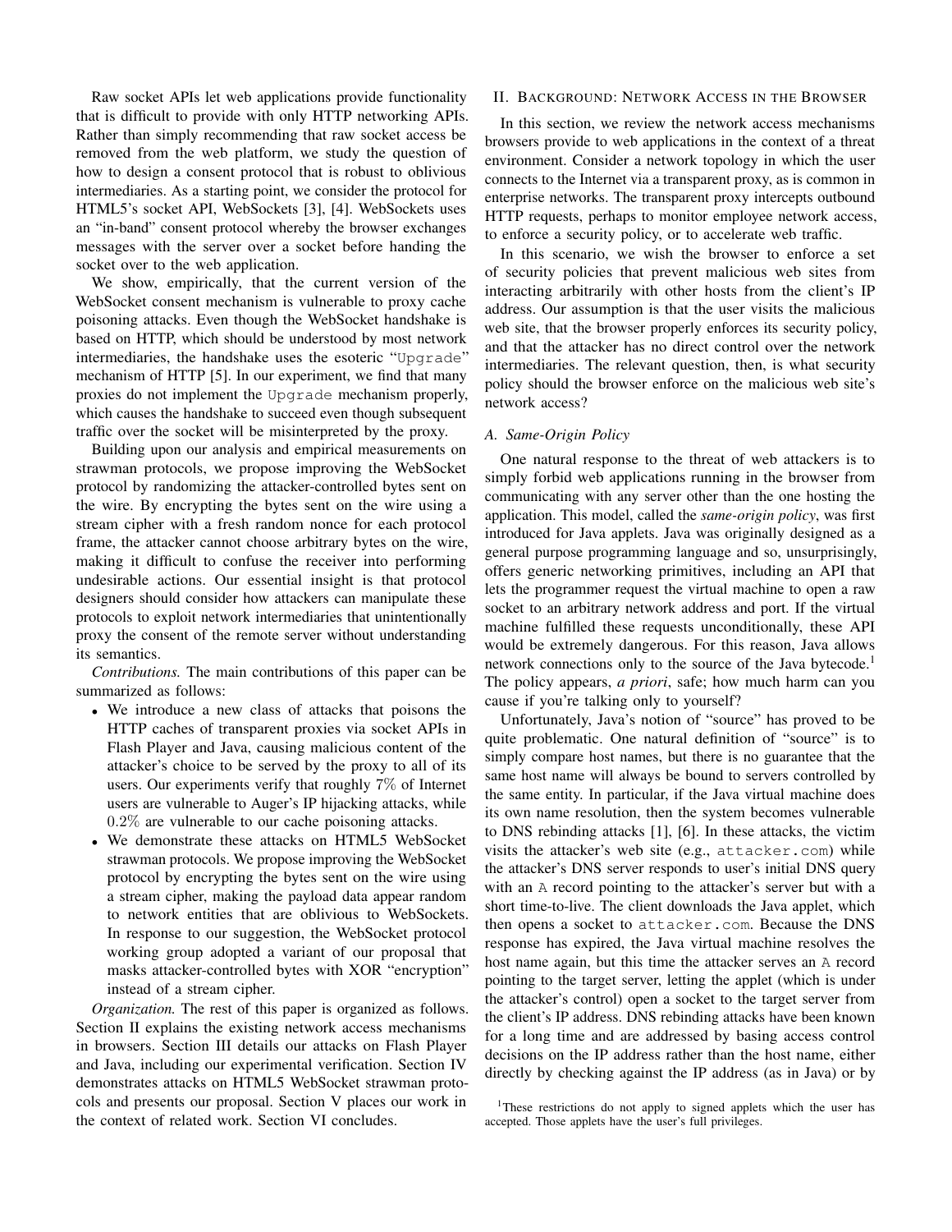Raw socket APIs let web applications provide functionality that is difficult to provide with only HTTP networking APIs. Rather than simply recommending that raw socket access be removed from the web platform, we study the question of how to design a consent protocol that is robust to oblivious intermediaries. As a starting point, we consider the protocol for HTML5's socket API, WebSockets [3], [4]. WebSockets uses an "in-band" consent protocol whereby the browser exchanges messages with the server over a socket before handing the socket over to the web application.

We show, empirically, that the current version of the WebSocket consent mechanism is vulnerable to proxy cache poisoning attacks. Even though the WebSocket handshake is based on HTTP, which should be understood by most network intermediaries, the handshake uses the esoteric "`Upgrade`" mechanism of HTTP [5]. In our experiment, we find that many proxies do not implement the `Upgrade` mechanism properly, which causes the handshake to succeed even though subsequent traffic over the socket will be misinterpreted by the proxy.

Building upon our analysis and empirical measurements on strawman protocols, we propose improving the WebSocket protocol by randomizing the attacker-controlled bytes sent on the wire. By encrypting the bytes sent on the wire using a stream cipher with a fresh random nonce for each protocol frame, the attacker cannot choose arbitrary bytes on the wire, making it difficult to confuse the receiver into performing undesirable actions. Our essential insight is that protocol designers should consider how attackers can manipulate these protocols to exploit network intermediaries that unintentionally proxy the consent of the remote server without understanding its semantics.

*Contributions.* The main contributions of this paper can be summarized as follows:

- We introduce a new class of attacks that poisons the HTTP caches of transparent proxies via socket APIs in Flash Player and Java, causing malicious content of the attacker's choice to be served by the proxy to all of its users. Our experiments verify that roughly $7\%$ of Internet users are vulnerable to Auger's IP hijacking attacks, while $0.2\%$ are vulnerable to our cache poisoning attacks.
- We demonstrate these attacks on HTML5 WebSocket strawman protocols. We propose improving the WebSocket protocol by encrypting the bytes sent on the wire using a stream cipher, making the payload data appear random to network entities that are oblivious to WebSockets. In response to our suggestion, the WebSocket protocol working group adopted a variant of our proposal that masks attacker-controlled bytes with XOR "encryption" instead of a stream cipher.

*Organization.* The rest of this paper is organized as follows. Section II explains the existing network access mechanisms in browsers. Section III details our attacks on Flash Player and Java, including our experimental verification. Section IV demonstrates attacks on HTML5 WebSocket strawman protocols and presents our proposal. Section V places our work in the context of related work. Section VI concludes.

## II. Background: Network Access in the Browser

In this section, we review the network access mechanisms browsers provide to web applications in the context of a threat environment. Consider a network topology in which the user connects to the Internet via a transparent proxy, as is common in enterprise networks. The transparent proxy intercepts outbound HTTP requests, perhaps to monitor employee network access, to enforce a security policy, or to accelerate web traffic.

In this scenario, we wish the browser to enforce a set of security policies that prevent malicious web sites from interacting arbitrarily with other hosts from the client's IP address. Our assumption is that the user visits the malicious web site, that the browser properly enforces its security policy, and that the attacker has no direct control over the network intermediaries. The relevant question, then, is what security policy should the browser enforce on the malicious web site's network access?

### A. Same-Origin Policy

One natural response to the threat of web attackers is to simply forbid web applications running in the browser from communicating with any server other than the one hosting the application. This model, called the *same-origin policy*, was first introduced for Java applets. Java was originally designed as a general purpose programming language and so, unsurprisingly, offers generic networking primitives, including an API that lets the programmer request the virtual machine to open a raw socket to an arbitrary network address and port. If the virtual machine fulfilled these requests unconditionally, these API would be extremely dangerous. For this reason, Java allows network connections only to the source of the Java bytecode.[1] The policy appears, *a priori*, safe; how much harm can you cause if you're talking only to yourself?

Unfortunately, Java's notion of "source" has proved to be quite problematic. One natural definition of "source" is to simply compare host names, but there is no guarantee that the same host name will always be bound to servers controlled by the same entity. In particular, if the Java virtual machine does its own name resolution, then the system becomes vulnerable to DNS rebinding attacks [1], [6]. In these attacks, the victim visits the attacker's web site (e.g., `attacker.com`) while the attacker's DNS server responds to user's initial DNS query with an `A` record pointing to the attacker's server but with a short time-to-live. The client downloads the Java applet, which then opens a socket to `attacker.com`. Because the DNS response has expired, the Java virtual machine resolves the host name again, but this time the attacker serves an `A` record pointing to the target server, letting the applet (which is under the attacker's control) open a socket to the target server from the client's IP address. DNS rebinding attacks have been known for a long time and are addressed by basing access control decisions on the IP address rather than the host name, either directly by checking against the IP address (as in Java) or by

[1] These restrictions do not apply to signed applets which the user has accepted. Those applets have the user's full privileges.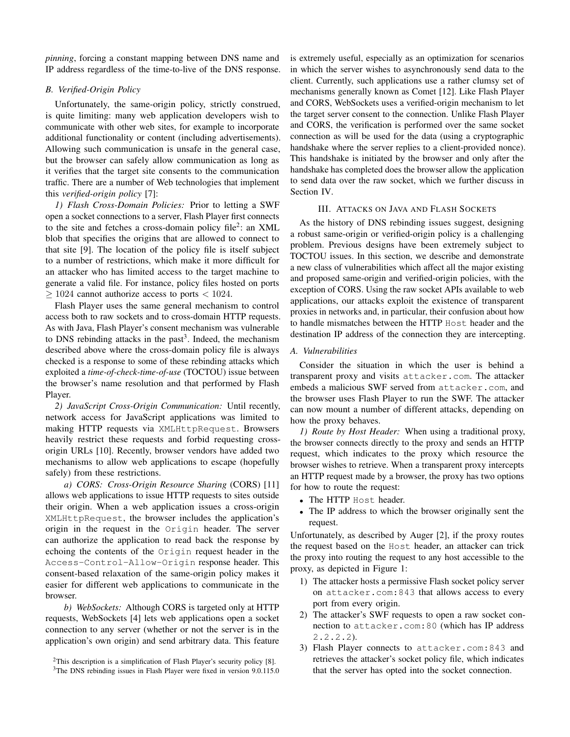*pinning*, forcing a constant mapping between DNS name and IP address regardless of the time-to-live of the DNS response.

### B. Verified-Origin Policy

Unfortunately, the same-origin policy, strictly construed, is quite limiting: many web application developers wish to communicate with other web sites, for example to incorporate additional functionality or content (including advertisements). Allowing such communication is unsafe in the general case, but the browser can safely allow communication as long as it verifies that the target site consents to the communication traffic. There are a number of Web technologies that implement this *verified-origin policy* [7]:

*1) Flash Cross-Domain Policies:* Prior to letting a SWF open a socket connections to a server, Flash Player first connects to the site and fetches a cross-domain policy file[2]: an XML blob that specifies the origins that are allowed to connect to that site [9]. The location of the policy file is itself subject to a number of restrictions, which make it more difficult for an attacker who has limited access to the target machine to generate a valid file. For instance, policy files hosted on ports $\geq 1024$ cannot authorize access to ports $< 1024$.

Flash Player uses the same general mechanism to control access both to raw sockets and to cross-domain HTTP requests. As with Java, Flash Player's consent mechanism was vulnerable to DNS rebinding attacks in the past[3]. Indeed, the mechanism described above where the cross-domain policy file is always checked is a response to some of these rebinding attacks which exploited a *time-of-check-time-of-use* (TOCTOU) issue between the browser's name resolution and that performed by Flash Player.

*2) JavaScript Cross-Origin Communication:* Until recently, network access for JavaScript applications was limited to making HTTP requests via `XMLHttpRequest`. Browsers heavily restrict these requests and forbid requesting cross-origin URLs [10]. Recently, browser vendors have added two mechanisms to allow web applications to escape (hopefully safely) from these restrictions.

*a) CORS: Cross-Origin Resource Sharing* (CORS) [11] allows web applications to issue HTTP requests to sites outside their origin. When a web application issues a cross-origin `XMLHttpRequest`, the browser includes the application's origin in the request in the `Origin` header. The server can authorize the application to read back the response by echoing the contents of the `Origin` request header in the `Access-Control-Allow-Origin` response header. This consent-based relaxation of the same-origin policy makes it easier for different web applications to communicate in the browser.

*b) WebSockets:* Although CORS is targeted only at HTTP requests, WebSockets [4] lets web applications open a socket connection to any server (whether or not the server is in the application's own origin) and send arbitrary data. This feature is extremely useful, especially as an optimization for scenarios in which the server wishes to asynchronously send data to the client. Currently, such applications use a rather clumsy set of mechanisms generally known as Comet [12]. Like Flash Player and CORS, WebSockets uses a verified-origin mechanism to let the target server consent to the connection. Unlike Flash Player and CORS, the verification is performed over the same socket connection as will be used for the data (using a cryptographic handshake where the server replies to a client-provided nonce). This handshake is initiated by the browser and only after the handshake has completed does the browser allow the application to send data over the raw socket, which we further discuss in Section IV.

## III. Attacks on Java and Flash Sockets

As the history of DNS rebinding issues suggest, designing a robust same-origin or verified-origin policy is a challenging problem. Previous designs have been extremely subject to TOCTOU issues. In this section, we describe and demonstrate a new class of vulnerabilities which affect all the major existing and proposed same-origin and verified-origin policies, with the exception of CORS. Using the raw socket APIs available to web applications, our attacks exploit the existence of transparent proxies in networks and, in particular, their confusion about how to handle mismatches between the HTTP `Host` header and the destination IP address of the connection they are intercepting.

### A. Vulnerabilities

Consider the situation in which the user is behind a transparent proxy and visits `attacker.com`. The attacker embeds a malicious SWF served from `attacker.com`, and the browser uses Flash Player to run the SWF. The attacker can now mount a number of different attacks, depending on how the proxy behaves.

*1) Route by Host Header:* When using a traditional proxy, the browser connects directly to the proxy and sends an HTTP request, which indicates to the proxy which resource the browser wishes to retrieve. When a transparent proxy intercepts an HTTP request made by a browser, the proxy has two options for how to route the request:

- The HTTP `Host` header.
- The IP address to which the browser originally sent the request.

Unfortunately, as described by Auger [2], if the proxy routes the request based on the `Host` header, an attacker can trick the proxy into routing the request to any host accessible to the proxy, as depicted in Figure 1:

1) The attacker hosts a permissive Flash socket policy server on `attacker.com:843` that allows access to every port from every origin.
2) The attacker's SWF requests to open a raw socket connection to `attacker.com:80` (which has IP address `2.2.2.2`).
3) Flash Player connects to `attacker.com:843` and retrieves the attacker's socket policy file, which indicates that the server has opted into the socket connection.

[2] This description is a simplification of Flash Player's security policy [8].

[3] The DNS rebinding issues in Flash Player were fixed in version 9.0.115.0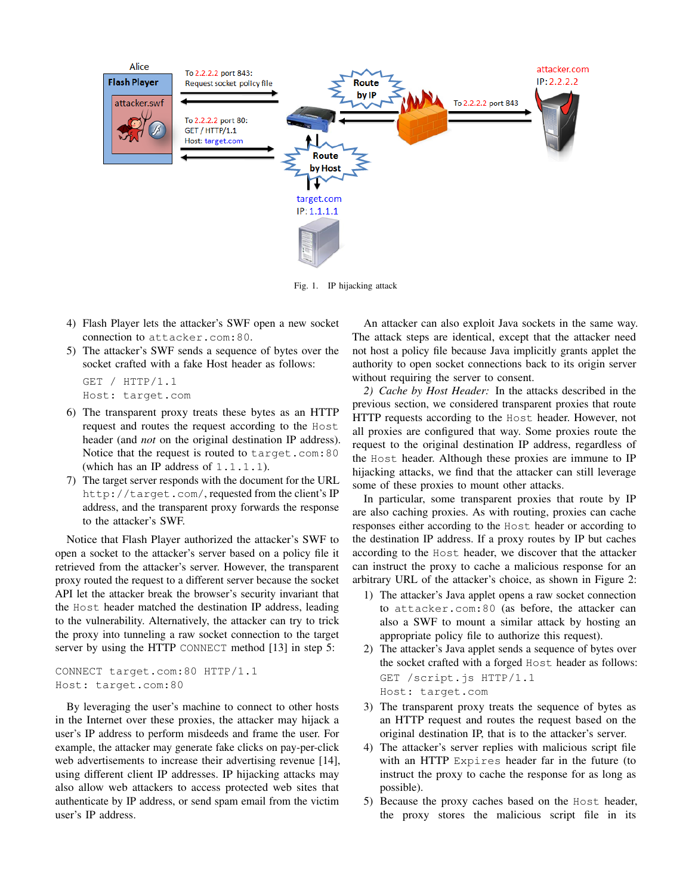Fig. 1. IP hijacking attack

4) Flash Player lets the attacker's SWF open a new socket connection to `attacker.com:80`.
5) The attacker's SWF sends a sequence of bytes over the socket crafted with a fake Host header as follows:

```
GET / HTTP/1.1
Host: target.com
```

6) The transparent proxy treats these bytes as an HTTP request and routes the request according to the `Host` header (and *not* on the original destination IP address). Notice that the request is routed to `target.com:80` (which has an IP address of `1.1.1.1`).
7) The target server responds with the document for the URL `http://target.com/`, requested from the client's IP address, and the transparent proxy forwards the response to the attacker's SWF.

Notice that Flash Player authorized the attacker's SWF to open a socket to the attacker's server based on a policy file it retrieved from the attacker's server. However, the transparent proxy routed the request to a different server because the socket API let the attacker break the browser's security invariant that the `Host` header matched the destination IP address, leading to the vulnerability. Alternatively, the attacker can try to trick the proxy into tunneling a raw socket connection to the target server by using the HTTP `CONNECT` method [13] in step 5:

```
CONNECT target.com:80 HTTP/1.1
Host: target.com:80
```

By leveraging the user's machine to connect to other hosts in the Internet over these proxies, the attacker may hijack a user's IP address to perform misdeeds and frame the user. For example, the attacker may generate fake clicks on pay-per-click web advertisements to increase their advertising revenue [14], using different client IP addresses. IP hijacking attacks may also allow web attackers to access protected web sites that authenticate by IP address, or send spam email from the victim user's IP address.

An attacker can also exploit Java sockets in the same way. The attack steps are identical, except that the attacker need not host a policy file because Java implicitly grants applet the authority to open socket connections back to its origin server without requiring the server to consent.

*2) Cache by Host Header:* In the attacks described in the previous section, we considered transparent proxies that route HTTP requests according to the `Host` header. However, not all proxies are configured that way. Some proxies route the request to the original destination IP address, regardless of the `Host` header. Although these proxies are immune to IP hijacking attacks, we find that the attacker can still leverage some of these proxies to mount other attacks.

In particular, some transparent proxies that route by IP are also caching proxies. As with routing, proxies can cache responses either according to the `Host` header or according to the destination IP address. If a proxy routes by IP but caches according to the `Host` header, we discover that the attacker can instruct the proxy to cache a malicious response for an arbitrary URL of the attacker's choice, as shown in Figure 2:

1) The attacker's Java applet opens a raw socket connection to `attacker.com:80` (as before, the attacker can also a SWF to mount a similar attack by hosting an appropriate policy file to authorize this request).
2) The attacker's Java applet sends a sequence of bytes over the socket crafted with a forged `Host` header as follows:

```
GET /script.js HTTP/1.1
Host: target.com
```

3) The transparent proxy treats the sequence of bytes as an HTTP request and routes the request based on the original destination IP, that is to the attacker's server.
4) The attacker's server replies with malicious script file with an HTTP `Expires` header far in the future (to instruct the proxy to cache the response for as long as possible).
5) Because the proxy caches based on the `Host` header, the proxy stores the malicious script file in its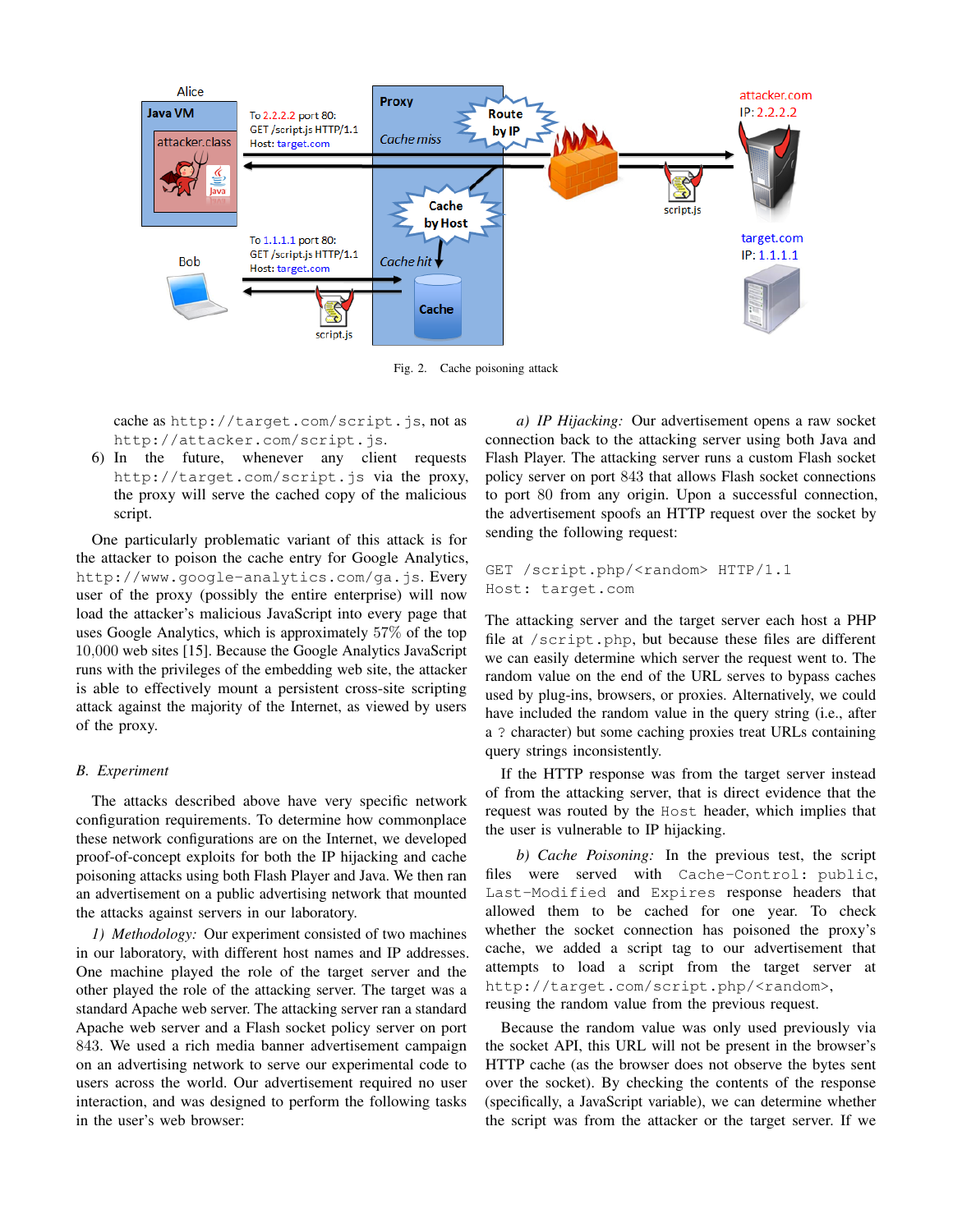Fig. 2. Cache poisoning attack

cache as `http://target.com/script.js`, not as `http://attacker.com/script.js`.

6) In the future, whenever any client requests `http://target.com/script.js` via the proxy, the proxy will serve the cached copy of the malicious script.

One particularly problematic variant of this attack is for the attacker to poison the cache entry for Google Analytics, `http://www.google-analytics.com/ga.js`. Every user of the proxy (possibly the entire enterprise) will now load the attacker's malicious JavaScript into every page that uses Google Analytics, which is approximately 57% of the top 10,000 web sites [15]. Because the Google Analytics JavaScript runs with the privileges of the embedding web site, the attacker is able to effectively mount a persistent cross-site scripting attack against the majority of the Internet, as viewed by users of the proxy.

### *B. Experiment*

The attacks described above have very specific network configuration requirements. To determine how commonplace these network configurations are on the Internet, we developed proof-of-concept exploits for both the IP hijacking and cache poisoning attacks using both Flash Player and Java. We then ran an advertisement on a public advertising network that mounted the attacks against servers in our laboratory.

*1) Methodology:* Our experiment consisted of two machines in our laboratory, with different host names and IP addresses. One machine played the role of the target server and the other played the role of the attacking server. The target was a standard Apache web server. The attacking server ran a standard Apache web server and a Flash socket policy server on port 843. We used a rich media banner advertisement campaign on an advertising network to serve our experimental code to users across the world. Our advertisement required no user interaction, and was designed to perform the following tasks in the user's web browser:

*a) IP Hijacking:* Our advertisement opens a raw socket connection back to the attacking server using both Java and Flash Player. The attacking server runs a custom Flash socket policy server on port 843 that allows Flash socket connections to port 80 from any origin. Upon a successful connection, the advertisement spoofs an HTTP request over the socket by sending the following request:

```
GET /script.php/<random> HTTP/1.1
Host: target.com
```

The attacking server and the target server each host a PHP file at `/script.php`, but because these files are different we can easily determine which server the request went to. The random value on the end of the URL serves to bypass caches used by plug-ins, browsers, or proxies. Alternatively, we could have included the random value in the query string (i.e., after a `?` character) but some caching proxies treat URLs containing query strings inconsistently.

If the HTTP response was from the target server instead of from the attacking server, that is direct evidence that the request was routed by the `Host` header, which implies that the user is vulnerable to IP hijacking.

*b) Cache Poisoning:* In the previous test, the script files were served with `Cache-Control: public`, `Last-Modified` and `Expires` response headers that allowed them to be cached for one year. To check whether the socket connection has poisoned the proxy's cache, we added a script tag to our advertisement that attempts to load a script from the target server at `http://target.com/script.php/<random>`, reusing the random value from the previous request.

Because the random value was only used previously via the socket API, this URL will not be present in the browser's HTTP cache (as the browser does not observe the bytes sent over the socket). By checking the contents of the response (specifically, a JavaScript variable), we can determine whether the script was from the attacker or the target server. If we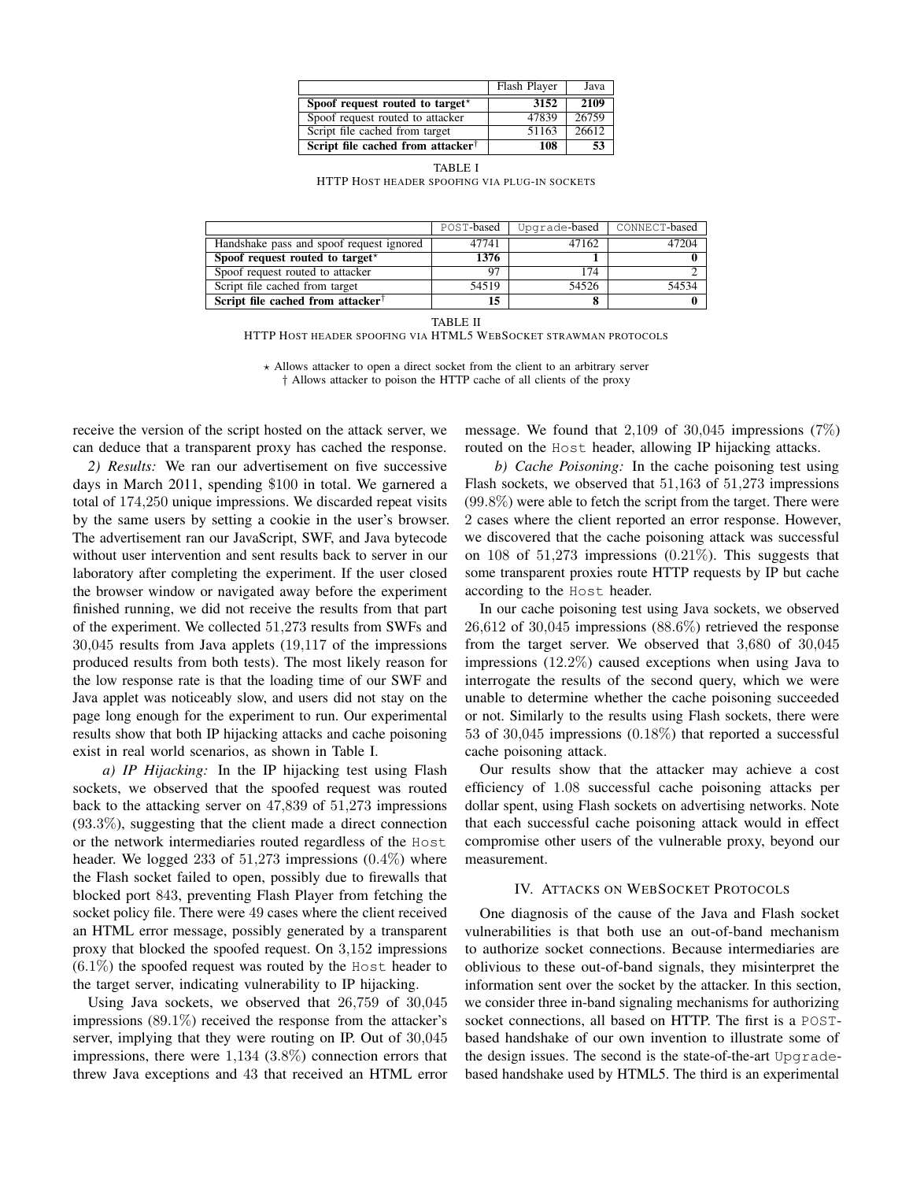|  | Flash Player | Java |
| --- | --- | --- |
| **Spoof request routed to target*** | **3152** | **2109** |
| Spoof request routed to attacker | 47839 | 26759 |
| Script file cached from target | 51163 | 26612 |
| **Script file cached from attacker†** | **108** | **53** |

TABLE I
HTTP HOST HEADER SPOOFING VIA PLUG-IN SOCKETS

|  | POST-based | Upgrade-based | CONNECT-based |
| --- | --- | --- | --- |
| Handshake pass and spoof request ignored | 47741 | 47162 | 47204 |
| **Spoof request routed to target*** | **1376** | **1** | **0** |
| Spoof request routed to attacker | 97 | 174 | 2 |
| Script file cached from target | 54519 | 54526 | 54534 |
| **Script file cached from attacker†** | **15** | **8** | **0** |

TABLE II
HTTP HOST HEADER SPOOFING VIA HTML5 WEBSOCKET STRAWMAN PROTOCOLS

⋆ Allows attacker to open a direct socket from the client to an arbitrary server
† Allows attacker to poison the HTTP cache of all clients of the proxy

receive the version of the script hosted on the attack server, we can deduce that a transparent proxy has cached the response.

*2) Results:* We ran our advertisement on five successive days in March 2011, spending \$100 in total. We garnered a total of 174,250 unique impressions. We discarded repeat visits by the same users by setting a cookie in the user's browser. The advertisement ran our JavaScript, SWF, and Java bytecode without user intervention and sent results back to server in our laboratory after completing the experiment. If the user closed the browser window or navigated away before the experiment finished running, we did not receive the results from that part of the experiment. We collected 51,273 results from SWFs and 30,045 results from Java applets (19,117 of the impressions produced results from both tests). The most likely reason for the low response rate is that the loading time of our SWF and Java applet was noticeably slow, and users did not stay on the page long enough for the experiment to run. Our experimental results show that both IP hijacking attacks and cache poisoning exist in real world scenarios, as shown in Table I.

*a) IP Hijacking:* In the IP hijacking test using Flash sockets, we observed that the spoofed request was routed back to the attacking server on 47,839 of 51,273 impressions (93.3%), suggesting that the client made a direct connection or the network intermediaries routed regardless of the Host header. We logged 233 of 51,273 impressions (0.4%) where the Flash socket failed to open, possibly due to firewalls that blocked port 843, preventing Flash Player from fetching the socket policy file. There were 49 cases where the client received an HTML error message, possibly generated by a transparent proxy that blocked the spoofed request. On 3,152 impressions (6.1%) the spoofed request was routed by the Host header to the target server, indicating vulnerability to IP hijacking.

Using Java sockets, we observed that 26,759 of 30,045 impressions (89.1%) received the response from the attacker's server, implying that they were routing on IP. Out of 30,045 impressions, there were 1,134 (3.8%) connection errors that threw Java exceptions and 43 that received an HTML error message. We found that 2,109 of 30,045 impressions (7%) routed on the Host header, allowing IP hijacking attacks.

*b) Cache Poisoning:* In the cache poisoning test using Flash sockets, we observed that 51,163 of 51,273 impressions (99.8%) were able to fetch the script from the target. There were 2 cases where the client reported an error response. However, we discovered that the cache poisoning attack was successful on 108 of 51,273 impressions (0.21%). This suggests that some transparent proxies route HTTP requests by IP but cache according to the Host header.

In our cache poisoning test using Java sockets, we observed 26,612 of 30,045 impressions (88.6%) retrieved the response from the target server. We observed that 3,680 of 30,045 impressions (12.2%) caused exceptions when using Java to interrogate the results of the second query, which we were unable to determine whether the cache poisoning succeeded or not. Similarly to the results using Flash sockets, there were 53 of 30,045 impressions (0.18%) that reported a successful cache poisoning attack.

Our results show that the attacker may achieve a cost efficiency of 1.08 successful cache poisoning attacks per dollar spent, using Flash sockets on advertising networks. Note that each successful cache poisoning attack would in effect compromise other users of the vulnerable proxy, beyond our measurement.

## IV. ATTACKS ON WEBSOCKET PROTOCOLS

One diagnosis of the cause of the Java and Flash socket vulnerabilities is that both use an out-of-band mechanism to authorize socket connections. Because intermediaries are oblivious to these out-of-band signals, they misinterpret the information sent over the socket by the attacker. In this section, we consider three in-band signaling mechanisms for authorizing socket connections, all based on HTTP. The first is a POST-based handshake of our own invention to illustrate some of the design issues. The second is the state-of-the-art Upgrade-based handshake used by HTML5. The third is an experimental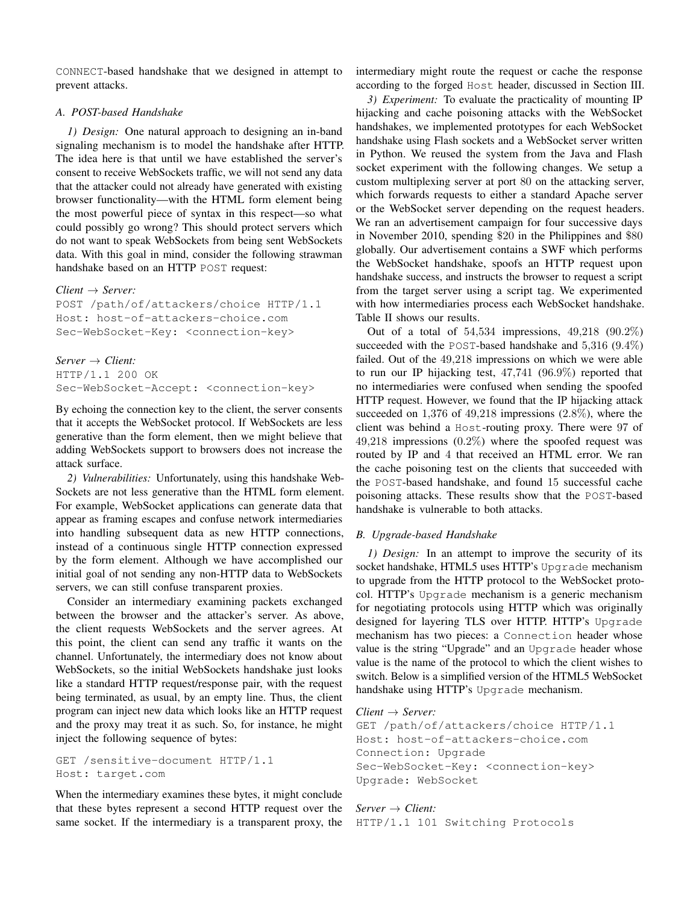CONNECT-based handshake that we designed in attempt to prevent attacks.

### A. POST-based Handshake

*1) Design:* One natural approach to designing an in-band signaling mechanism is to model the handshake after HTTP. The idea here is that until we have established the server's consent to receive WebSockets traffic, we will not send any data that the attacker could not already have generated with existing browser functionality—with the HTML form element being the most powerful piece of syntax in this respect—so what could possibly go wrong? This should protect servers which do not want to speak WebSockets from being sent WebSockets data. With this goal in mind, consider the following strawman handshake based on an HTTP POST request:

*Client → Server:*

```
POST /path/of/attackers/choice HTTP/1.1
Host: host-of-attackers-choice.com
Sec-WebSocket-Key: <connection-key>
```

*Server → Client:*

```
HTTP/1.1 200 OK
Sec-WebSocket-Accept: <connection-key>
```

By echoing the connection key to the client, the server consents that it accepts the WebSocket protocol. If WebSockets are less generative than the form element, then we might believe that adding WebSockets support to browsers does not increase the attack surface.

*2) Vulnerabilities:* Unfortunately, using this handshake WebSockets are not less generative than the HTML form element. For example, WebSocket applications can generate data that appear as framing escapes and confuse network intermediaries into handling subsequent data as new HTTP connections, instead of a continuous single HTTP connection expressed by the form element. Although we have accomplished our initial goal of not sending any non-HTTP data to WebSockets servers, we can still confuse transparent proxies.

Consider an intermediary examining packets exchanged between the browser and the attacker's server. As above, the client requests WebSockets and the server agrees. At this point, the client can send any traffic it wants on the channel. Unfortunately, the intermediary does not know about WebSockets, so the initial WebSockets handshake just looks like a standard HTTP request/response pair, with the request being terminated, as usual, by an empty line. Thus, the client program can inject new data which looks like an HTTP request and the proxy may treat it as such. So, for instance, he might inject the following sequence of bytes:

```
GET /sensitive-document HTTP/1.1
Host: target.com
```

When the intermediary examines these bytes, it might conclude that these bytes represent a second HTTP request over the same socket. If the intermediary is a transparent proxy, the intermediary might route the request or cache the response according to the forged Host header, discussed in Section III.

*3) Experiment:* To evaluate the practicality of mounting IP hijacking and cache poisoning attacks with the WebSocket handshakes, we implemented prototypes for each WebSocket handshake using Flash sockets and a WebSocket server written in Python. We reused the system from the Java and Flash socket experiment with the following changes. We setup a custom multiplexing server at port 80 on the attacking server, which forwards requests to either a standard Apache server or the WebSocket server depending on the request headers. We ran an advertisement campaign for four successive days in November 2010, spending \$20 in the Philippines and \$80 globally. Our advertisement contains a SWF which performs the WebSocket handshake, spoofs an HTTP request upon handshake success, and instructs the browser to request a script from the target server using a script tag. We experimented with how intermediaries process each WebSocket handshake. Table II shows our results.

Out of a total of $54{,}534$ impressions, $49{,}218$ ($90.2\%$) succeeded with the POST-based handshake and $5{,}316$ ($9.4\%$) failed. Out of the $49{,}218$ impressions on which we were able to run our IP hijacking test, $47{,}741$ ($96.9\%$) reported that no intermediaries were confused when sending the spoofed HTTP request. However, we found that the IP hijacking attack succeeded on $1{,}376$ of $49{,}218$ impressions ($2.8\%$), where the client was behind a Host-routing proxy. There were $97$ of $49{,}218$ impressions ($0.2\%$) where the spoofed request was routed by IP and $4$ that received an HTML error. We ran the cache poisoning test on the clients that succeeded with the POST-based handshake, and found $15$ successful cache poisoning attacks. These results show that the POST-based handshake is vulnerable to both attacks.

### B. Upgrade-based Handshake

*1) Design:* In an attempt to improve the security of its socket handshake, HTML5 uses HTTP's Upgrade mechanism to upgrade from the HTTP protocol to the WebSocket protocol. HTTP's Upgrade mechanism is a generic mechanism for negotiating protocols using HTTP which was originally designed for layering TLS over HTTP. HTTP's Upgrade mechanism has two pieces: a Connection header whose value is the string "Upgrade" and an Upgrade header whose value is the name of the protocol to which the client wishes to switch. Below is a simplified version of the HTML5 WebSocket handshake using HTTP's Upgrade mechanism.

*Client → Server:*

```
GET /path/of/attackers/choice HTTP/1.1
Host: host-of-attackers-choice.com
Connection: Upgrade
Sec-WebSocket-Key: <connection-key>
Upgrade: WebSocket
```

*Server → Client:*

```
HTTP/1.1 101 Switching Protocols
```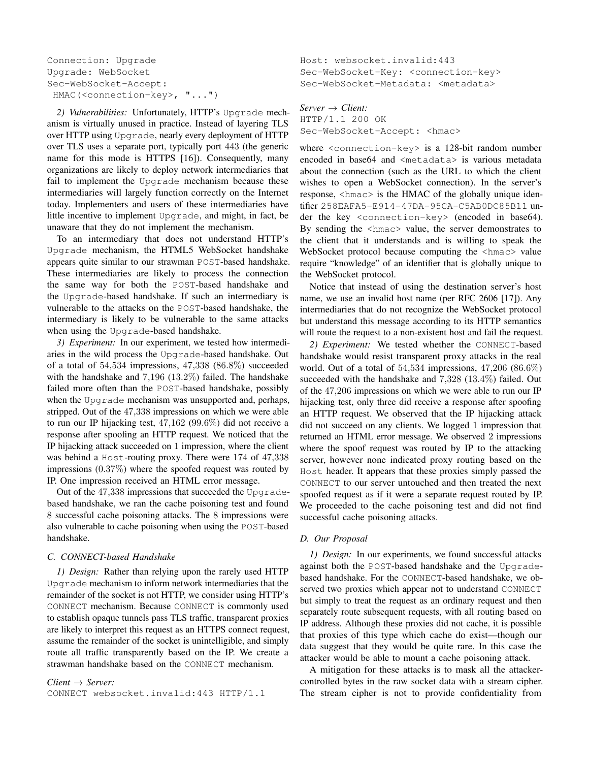```
Connection: Upgrade
Upgrade: WebSocket
Sec-WebSocket-Accept:
 HMAC(<connection-key>, "...")
```

*2) Vulnerabilities:* Unfortunately, HTTP's `Upgrade` mechanism is virtually unused in practice. Instead of layering TLS over HTTP using `Upgrade`, nearly every deployment of HTTP over TLS uses a separate port, typically port 443 (the generic name for this mode is HTTPS [16]). Consequently, many organizations are likely to deploy network intermediaries that fail to implement the `Upgrade` mechanism because these intermediaries will largely function correctly on the Internet today. Implementers and users of these intermediaries have little incentive to implement `Upgrade`, and might, in fact, be unaware that they do not implement the mechanism.

To an intermediary that does not understand HTTP's `Upgrade` mechanism, the HTML5 WebSocket handshake appears quite similar to our strawman `POST`-based handshake. These intermediaries are likely to process the connection the same way for both the `POST`-based handshake and the `Upgrade`-based handshake. If such an intermediary is vulnerable to the attacks on the `POST`-based handshake, the intermediary is likely to be vulnerable to the same attacks when using the `Upgrade`-based handshake.

*3) Experiment:* In our experiment, we tested how intermediaries in the wild process the `Upgrade`-based handshake. Out of a total of $54{,}534$ impressions, $47{,}338$ ($86.8\%$) succeeded with the handshake and $7{,}196$ ($13.2\%$) failed. The handshake failed more often than the `POST`-based handshake, possibly when the `Upgrade` mechanism was unsupported and, perhaps, stripped. Out of the $47{,}338$ impressions on which we were able to run our IP hijacking test, $47{,}162$ ($99.6\%$) did not receive a response after spoofing an HTTP request. We noticed that the IP hijacking attack succeeded on $1$ impression, where the client was behind a `Host`-routing proxy. There were $174$ of $47{,}338$ impressions ($0.37\%$) where the spoofed request was routed by IP. One impression received an HTML error message.

Out of the $47{,}338$ impressions that succeeded the `Upgrade`-based handshake, we ran the cache poisoning test and found $8$ successful cache poisoning attacks. The $8$ impressions were also vulnerable to cache poisoning when using the `POST`-based handshake.

### C. CONNECT-based Handshake

*1) Design:* Rather than relying upon the rarely used HTTP `Upgrade` mechanism to inform network intermediaries that the remainder of the socket is not HTTP, we consider using HTTP's `CONNECT` mechanism. Because `CONNECT` is commonly used to establish opaque tunnels pass TLS traffic, transparent proxies are likely to interpret this request as an HTTPS connect request, assume the remainder of the socket is unintelligible, and simply route all traffic transparently based on the IP. We create a strawman handshake based on the `CONNECT` mechanism.

*Client → Server:*

```
CONNECT websocket.invalid:443 HTTP/1.1
Host: websocket.invalid:443
Sec-WebSocket-Key: <connection-key>
Sec-WebSocket-Metadata: <metadata>
```

*Server → Client:*

```
HTTP/1.1 200 OK
Sec-WebSocket-Accept: <hmac>
```

where `<connection-key>` is a 128-bit random number encoded in base64 and `<metadata>` is various metadata about the connection (such as the URL to which the client wishes to open a WebSocket connection). In the server's response, `<hmac>` is the HMAC of the globally unique identifier `258EAFA5-E914-47DA-95CA-C5AB0DC85B11` under the key `<connection-key>` (encoded in base64). By sending the `<hmac>` value, the server demonstrates to the client that it understands and is willing to speak the WebSocket protocol because computing the `<hmac>` value require "knowledge" of an identifier that is globally unique to the WebSocket protocol.

Notice that instead of using the destination server's host name, we use an invalid host name (per RFC 2606 [17]). Any intermediaries that do not recognize the WebSocket protocol but understand this message according to its HTTP semantics will route the request to a non-existent host and fail the request.

*2) Experiment:* We tested whether the `CONNECT`-based handshake would resist transparent proxy attacks in the real world. Out of a total of $54{,}534$ impressions, $47{,}206$ ($86.6\%$) succeeded with the handshake and $7{,}328$ ($13.4\%$) failed. Out of the $47{,}206$ impressions on which we were able to run our IP hijacking test, only three did receive a response after spoofing an HTTP request. We observed that the IP hijacking attack did not succeed on any clients. We logged $1$ impression that returned an HTML error message. We observed $2$ impressions where the spoof request was routed by IP to the attacking server, however none indicated proxy routing based on the `Host` header. It appears that these proxies simply passed the `CONNECT` to our server untouched and then treated the next spoofed request as if it were a separate request routed by IP. We proceeded to the cache poisoning test and did not find successful cache poisoning attacks.

### D. Our Proposal

*1) Design:* In our experiments, we found successful attacks against both the `POST`-based handshake and the `Upgrade`-based handshake. For the `CONNECT`-based handshake, we observed two proxies which appear not to understand `CONNECT` but simply to treat the request as an ordinary request and then separately route subsequent requests, with all routing based on IP address. Although these proxies did not cache, it is possible that proxies of this type which cache do exist—though our data suggest that they would be quite rare. In this case the attacker would be able to mount a cache poisoning attack.

A mitigation for these attacks is to mask all the attacker-controlled bytes in the raw socket data with a stream cipher. The stream cipher is not to provide confidentiality from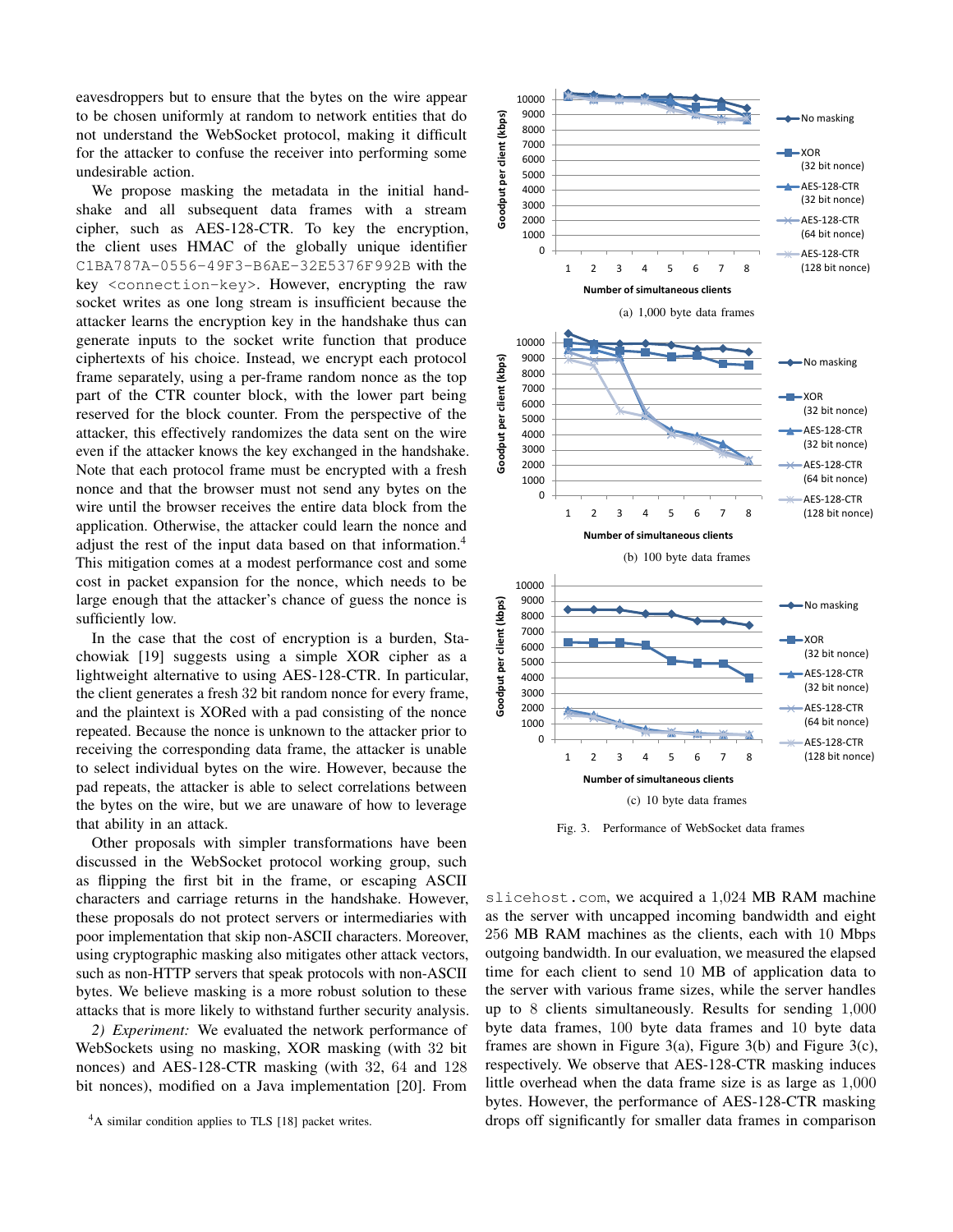eavesdroppers but to ensure that the bytes on the wire appear to be chosen uniformly at random to network entities that do not understand the WebSocket protocol, making it difficult for the attacker to confuse the receiver into performing some undesirable action.

We propose masking the metadata in the initial handshake and all subsequent data frames with a stream cipher, such as AES-128-CTR. To key the encryption, the client uses HMAC of the globally unique identifier `C1BA787A-0556-49F3-B6AE-32E5376F992B` with the key `<connection-key>`. However, encrypting the raw socket writes as one long stream is insufficient because the attacker learns the encryption key in the handshake thus can generate inputs to the socket write function that produce ciphertexts of his choice. Instead, we encrypt each protocol frame separately, using a per-frame random nonce as the top part of the CTR counter block, with the lower part being reserved for the block counter. From the perspective of the attacker, this effectively randomizes the data sent on the wire even if the attacker knows the key exchanged in the handshake. Note that each protocol frame must be encrypted with a fresh nonce and that the browser must not send any bytes on the wire until the browser receives the entire data block from the application. Otherwise, the attacker could learn the nonce and adjust the rest of the input data based on that information.[4] This mitigation comes at a modest performance cost and some cost in packet expansion for the nonce, which needs to be large enough that the attacker's chance of guess the nonce is sufficiently low.

In the case that the cost of encryption is a burden, Stachowiak [19] suggests using a simple XOR cipher as a lightweight alternative to using AES-128-CTR. In particular, the client generates a fresh 32 bit random nonce for every frame, and the plaintext is XORed with a pad consisting of the nonce repeated. Because the nonce is unknown to the attacker prior to receiving the corresponding data frame, the attacker is unable to select individual bytes on the wire. However, because the pad repeats, the attacker is able to select correlations between the bytes on the wire, but we are unaware of how to leverage that ability in an attack.

Other proposals with simpler transformations have been discussed in the WebSocket protocol working group, such as flipping the first bit in the frame, or escaping ASCII characters and carriage returns in the handshake. However, these proposals do not protect servers or intermediaries with poor implementation that skip non-ASCII characters. Moreover, using cryptographic masking also mitigates other attack vectors, such as non-HTTP servers that speak protocols with non-ASCII bytes. We believe masking is a more robust solution to these attacks that is more likely to withstand further security analysis.

*2) Experiment:* We evaluated the network performance of WebSockets using no masking, XOR masking (with 32 bit nonces) and AES-128-CTR masking (with 32, 64 and 128 bit nonces), modified on a Java implementation [20]. From `slicehost.com`, we acquired a 1,024 MB RAM machine as the server with uncapped incoming bandwidth and eight 256 MB RAM machines as the clients, each with 10 Mbps outgoing bandwidth. In our evaluation, we measured the elapsed time for each client to send 10 MB of application data to the server with various frame sizes, while the server handles up to 8 clients simultaneously. Results for sending 1,000 byte data frames, 100 byte data frames and 10 byte data frames are shown in Figure 3(a), Figure 3(b) and Figure 3(c), respectively. We observe that AES-128-CTR masking induces little overhead when the data frame size is as large as 1,000 bytes. However, the performance of AES-128-CTR masking drops off significantly for smaller data frames in comparison

(a) 1,000 byte data frames

(b) 100 byte data frames

(c) 10 byte data frames

Fig. 3. Performance of WebSocket data frames

[4] A similar condition applies to TLS [18] packet writes.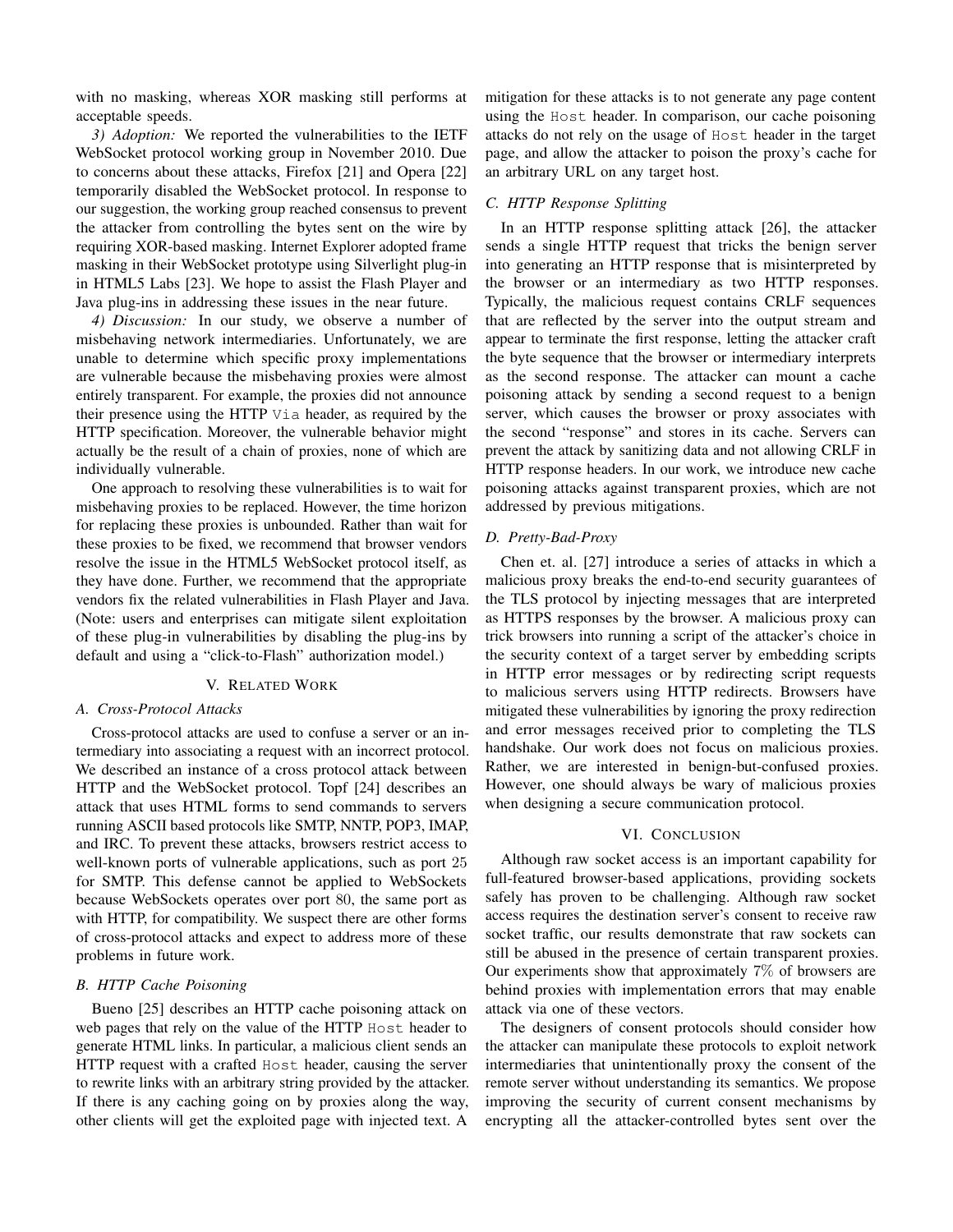with no masking, whereas XOR masking still performs at acceptable speeds.

*3) Adoption:* We reported the vulnerabilities to the IETF WebSocket protocol working group in November 2010. Due to concerns about these attacks, Firefox [21] and Opera [22] temporarily disabled the WebSocket protocol. In response to our suggestion, the working group reached consensus to prevent the attacker from controlling the bytes sent on the wire by requiring XOR-based masking. Internet Explorer adopted frame masking in their WebSocket prototype using Silverlight plug-in in HTML5 Labs [23]. We hope to assist the Flash Player and Java plug-ins in addressing these issues in the near future.

*4) Discussion:* In our study, we observe a number of misbehaving network intermediaries. Unfortunately, we are unable to determine which specific proxy implementations are vulnerable because the misbehaving proxies were almost entirely transparent. For example, the proxies did not announce their presence using the HTTP `Via` header, as required by the HTTP specification. Moreover, the vulnerable behavior might actually be the result of a chain of proxies, none of which are individually vulnerable.

One approach to resolving these vulnerabilities is to wait for misbehaving proxies to be replaced. However, the time horizon for replacing these proxies is unbounded. Rather than wait for these proxies to be fixed, we recommend that browser vendors resolve the issue in the HTML5 WebSocket protocol itself, as they have done. Further, we recommend that the appropriate vendors fix the related vulnerabilities in Flash Player and Java. (Note: users and enterprises can mitigate silent exploitation of these plug-in vulnerabilities by disabling the plug-ins by default and using a "click-to-Flash" authorization model.)

## V. Related Work

### A. Cross-Protocol Attacks

Cross-protocol attacks are used to confuse a server or an intermediary into associating a request with an incorrect protocol. We described an instance of a cross protocol attack between HTTP and the WebSocket protocol. Topf [24] describes an attack that uses HTML forms to send commands to servers running ASCII based protocols like SMTP, NNTP, POP3, IMAP, and IRC. To prevent these attacks, browsers restrict access to well-known ports of vulnerable applications, such as port 25 for SMTP. This defense cannot be applied to WebSockets because WebSockets operates over port 80, the same port as with HTTP, for compatibility. We suspect there are other forms of cross-protocol attacks and expect to address more of these problems in future work.

### B. HTTP Cache Poisoning

Bueno [25] describes an HTTP cache poisoning attack on web pages that rely on the value of the HTTP `Host` header to generate HTML links. In particular, a malicious client sends an HTTP request with a crafted `Host` header, causing the server to rewrite links with an arbitrary string provided by the attacker. If there is any caching going on by proxies along the way, other clients will get the exploited page with injected text. A mitigation for these attacks is to not generate any page content using the `Host` header. In comparison, our cache poisoning attacks do not rely on the usage of `Host` header in the target page, and allow the attacker to poison the proxy's cache for an arbitrary URL on any target host.

### C. HTTP Response Splitting

In an HTTP response splitting attack [26], the attacker sends a single HTTP request that tricks the benign server into generating an HTTP response that is misinterpreted by the browser or an intermediary as two HTTP responses. Typically, the malicious request contains CRLF sequences that are reflected by the server into the output stream and appear to terminate the first response, letting the attacker craft the byte sequence that the browser or intermediary interprets as the second response. The attacker can mount a cache poisoning attack by sending a second request to a benign server, which causes the browser or proxy associates with the second "response" and stores in its cache. Servers can prevent the attack by sanitizing data and not allowing CRLF in HTTP response headers. In our work, we introduce new cache poisoning attacks against transparent proxies, which are not addressed by previous mitigations.

### D. Pretty-Bad-Proxy

Chen et. al. [27] introduce a series of attacks in which a malicious proxy breaks the end-to-end security guarantees of the TLS protocol by injecting messages that are interpreted as HTTPS responses by the browser. A malicious proxy can trick browsers into running a script of the attacker's choice in the security context of a target server by embedding scripts in HTTP error messages or by redirecting script requests to malicious servers using HTTP redirects. Browsers have mitigated these vulnerabilities by ignoring the proxy redirection and error messages received prior to completing the TLS handshake. Our work does not focus on malicious proxies. Rather, we are interested in benign-but-confused proxies. However, one should always be wary of malicious proxies when designing a secure communication protocol.

## VI. Conclusion

Although raw socket access is an important capability for full-featured browser-based applications, providing sockets safely has proven to be challenging. Although raw socket access requires the destination server's consent to receive raw socket traffic, our results demonstrate that raw sockets can still be abused in the presence of certain transparent proxies. Our experiments show that approximately 7% of browsers are behind proxies with implementation errors that may enable attack via one of these vectors.

The designers of consent protocols should consider how the attacker can manipulate these protocols to exploit network intermediaries that unintentionally proxy the consent of the remote server without understanding its semantics. We propose improving the security of current consent mechanisms by encrypting all the attacker-controlled bytes sent over the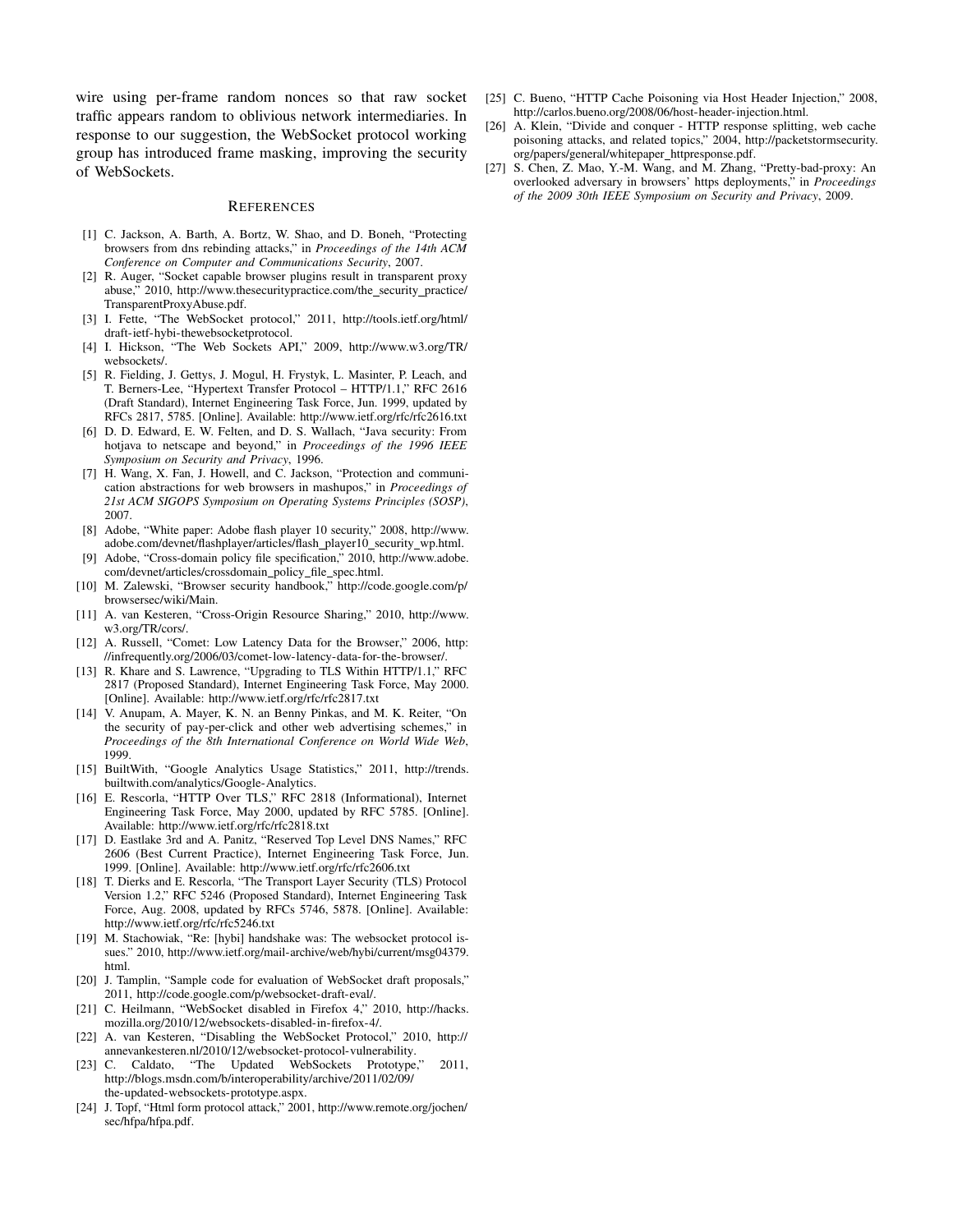wire using per-frame random nonces so that raw socket traffic appears random to oblivious network intermediaries. In response to our suggestion, the WebSocket protocol working group has introduced frame masking, improving the security of WebSockets.

## References

[1] C. Jackson, A. Barth, A. Bortz, W. Shao, and D. Boneh, "Protecting browsers from dns rebinding attacks," in *Proceedings of the 14th ACM Conference on Computer and Communications Security*, 2007.

[2] R. Auger, "Socket capable browser plugins result in transparent proxy abuse," 2010, http://www.thesecuritypractice.com/the_security_practice/TransparentProxyAbuse.pdf.

[3] I. Fette, "The WebSocket protocol," 2011, http://tools.ietf.org/html/draft-ietf-hybi-thewebsocketprotocol.

[4] I. Hickson, "The Web Sockets API," 2009, http://www.w3.org/TR/websockets/.

[5] R. Fielding, J. Gettys, J. Mogul, H. Frystyk, L. Masinter, P. Leach, and T. Berners-Lee, "Hypertext Transfer Protocol – HTTP/1.1," RFC 2616 (Draft Standard), Internet Engineering Task Force, Jun. 1999, updated by RFCs 2817, 5785. [Online]. Available: http://www.ietf.org/rfc/rfc2616.txt

[6] D. D. Edward, E. W. Felten, and D. S. Wallach, "Java security: From hotjava to netscape and beyond," in *Proceedings of the 1996 IEEE Symposium on Security and Privacy*, 1996.

[7] H. Wang, X. Fan, J. Howell, and C. Jackson, "Protection and communication abstractions for web browsers in mashupos," in *Proceedings of 21st ACM SIGOPS Symposium on Operating Systems Principles (SOSP)*, 2007.

[8] Adobe, "White paper: Adobe flash player 10 security," 2008, http://www.adobe.com/devnet/flashplayer/articles/flash_player10_security_wp.html.

[9] Adobe, "Cross-domain policy file specification," 2010, http://www.adobe.com/devnet/articles/crossdomain_policy_file_spec.html.

[10] M. Zalewski, "Browser security handbook," http://code.google.com/p/browsersec/wiki/Main.

[11] A. van Kesteren, "Cross-Origin Resource Sharing," 2010, http://www.w3.org/TR/cors/.

[12] A. Russell, "Comet: Low Latency Data for the Browser," 2006, http://infrequently.org/2006/03/comet-low-latency-data-for-the-browser/.

[13] R. Khare and S. Lawrence, "Upgrading to TLS Within HTTP/1.1," RFC 2817 (Proposed Standard), Internet Engineering Task Force, May 2000. [Online]. Available: http://www.ietf.org/rfc/rfc2817.txt

[14] V. Anupam, A. Mayer, K. N. an Benny Pinkas, and M. K. Reiter, "On the security of pay-per-click and other web advertising schemes," in *Proceedings of the 8th International Conference on World Wide Web*, 1999.

[15] BuiltWith, "Google Analytics Usage Statistics," 2011, http://trends.builtwith.com/analytics/Google-Analytics.

[16] E. Rescorla, "HTTP Over TLS," RFC 2818 (Informational), Internet Engineering Task Force, May 2000, updated by RFC 5785. [Online]. Available: http://www.ietf.org/rfc/rfc2818.txt

[17] D. Eastlake 3rd and A. Panitz, "Reserved Top Level DNS Names," RFC 2606 (Best Current Practice), Internet Engineering Task Force, Jun. 1999. [Online]. Available: http://www.ietf.org/rfc/rfc2606.txt

[18] T. Dierks and E. Rescorla, "The Transport Layer Security (TLS) Protocol Version 1.2," RFC 5246 (Proposed Standard), Internet Engineering Task Force, Aug. 2008, updated by RFCs 5746, 5878. [Online]. Available: http://www.ietf.org/rfc/rfc5246.txt

[19] M. Stachowiak, "Re: [hybi] handshake was: The websocket protocol issues." 2010, http://www.ietf.org/mail-archive/web/hybi/current/msg04379.html.

[20] J. Tamplin, "Sample code for evaluation of WebSocket draft proposals," 2011, http://code.google.com/p/websocket-draft-eval/.

[21] C. Heilmann, "WebSocket disabled in Firefox 4," 2010, http://hacks.mozilla.org/2010/12/websockets-disabled-in-firefox-4/.

[22] A. van Kesteren, "Disabling the WebSocket Protocol," 2010, http://annevankesteren.nl/2010/12/websocket-protocol-vulnerability.

[23] C. Caldato, "The Updated WebSockets Prototype," 2011, http://blogs.msdn.com/b/interoperability/archive/2011/02/09/the-updated-websockets-prototype.aspx.

[24] J. Topf, "Html form protocol attack," 2001, http://www.remote.org/jochen/sec/hfpa/hfpa.pdf.

[25] C. Bueno, "HTTP Cache Poisoning via Host Header Injection," 2008, http://carlos.bueno.org/2008/06/host-header-injection.html.

[26] A. Klein, "Divide and conquer - HTTP response splitting, web cache poisoning attacks, and related topics," 2004, http://packetstormsecurity.org/papers/general/whitepaper_httpresponse.pdf.

[27] S. Chen, Z. Mao, Y.-M. Wang, and M. Zhang, "Pretty-bad-proxy: An overlooked adversary in browsers' https deployments," in *Proceedings of the 2009 30th IEEE Symposium on Security and Privacy*, 2009.